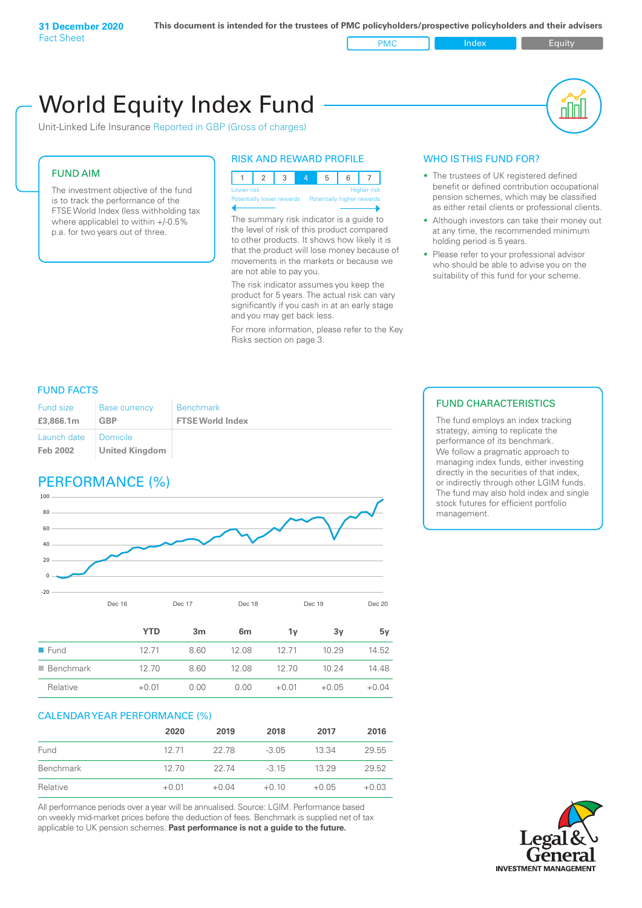**31 December 2020**
Fact Sheet

**This document is intended for the trustees of PMC policyholders/prospective policyholders and their advisers**

PMC | Index | Equity

# World Equity Index Fund

Unit-Linked Life Insurance Reported in GBP (Gross of charges)

## FUND AIM

The investment objective of the fund is to track the performance of the FTSE World Index (less withholding tax where applicable) to within +/-0.5% p.a. for two years out of three.

## RISK AND REWARD PROFILE

| 1 | 2 | 3 | 4 | 5 | 6 | 7 |
|---|---|---|---|---|---|---|

Lower risk — Higher risk
Potentially lower rewards — Potentially higher rewards

The summary risk indicator is a guide to the level of risk of this product compared to other products. It shows how likely it is that the product will lose money because of movements in the markets or because we are not able to pay you.

The risk indicator assumes you keep the product for 5 years. The actual risk can vary significantly if you cash in at an early stage and you may get back less.

For more information, please refer to the Key Risks section on page 3.

## WHO IS THIS FUND FOR?

- The trustees of UK registered defined benefit or defined contribution occupational pension schemes, which may be classified as either retail clients or professional clients.
- Although investors can take their money out at any time, the recommended minimum holding period is 5 years.
- Please refer to your professional advisor who should be able to advise you on the suitability of this fund for your scheme.

## FUND FACTS

| Fund size | Base currency | Benchmark |
|---|---|---|
| **£3,866.1m** | **GBP** | **FTSE World Index** |
| Launch date | Domicile | |
| **Feb 2002** | **United Kingdom** | |

## FUND CHARACTERISTICS

The fund employs an index tracking strategy, aiming to replicate the performance of its benchmark. We follow a pragmatic approach to managing index funds, either investing directly in the securities of that index, or indirectly through other LGIM funds. The fund may also hold index and single stock futures for efficient portfolio management.

## PERFORMANCE (%)

| | YTD | 3m | 6m | 1y | 3y | 5y |
|---|---|---|---|---|---|---|
| Fund | 12.71 | 8.60 | 12.08 | 12.71 | 10.29 | 14.52 |
| Benchmark | 12.70 | 8.60 | 12.08 | 12.70 | 10.24 | 14.48 |
| Relative | +0.01 | 0.00 | 0.00 | +0.01 | +0.05 | +0.04 |

## CALENDAR YEAR PERFORMANCE (%)

| | 2020 | 2019 | 2018 | 2017 | 2016 |
|---|---|---|---|---|---|
| Fund | 12.71 | 22.78 | -3.05 | 13.34 | 29.55 |
| Benchmark | 12.70 | 22.74 | -3.15 | 13.29 | 29.52 |
| Relative | +0.01 | +0.04 | +0.10 | +0.05 | +0.03 |

All performance periods over a year will be annualised. Source: LGIM. Performance based on weekly mid-market prices before the deduction of fees. Benchmark is supplied net of tax applicable to UK pension schemes. **Past performance is not a guide to the future.**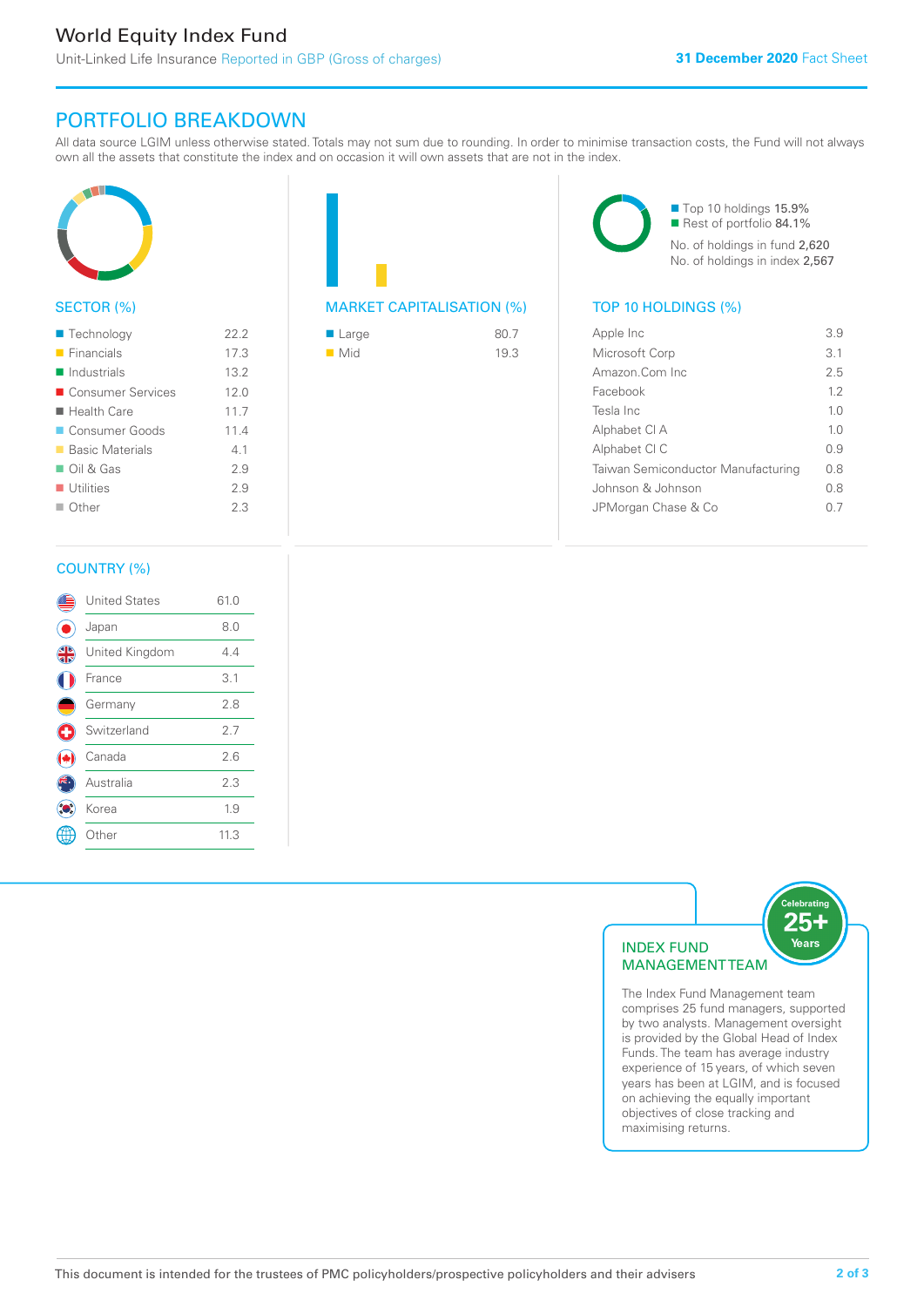# World Equity Index Fund

Unit-Linked Life Insurance Reported in GBP (Gross of charges)

**31 December 2020** Fact Sheet

## PORTFOLIO BREAKDOWN

All data source LGIM unless otherwise stated. Totals may not sum due to rounding. In order to minimise transaction costs, the Fund will not always own all the assets that constitute the index and on occasion it will own assets that are not in the index.

### SECTOR (%)

| Sector | % |
|---|---|
| Technology | 22.2 |
| Financials | 17.3 |
| Industrials | 13.2 |
| Consumer Services | 12.0 |
| Health Care | 11.7 |
| Consumer Goods | 11.4 |
| Basic Materials | 4.1 |
| Oil & Gas | 2.9 |
| Utilities | 2.9 |
| Other | 2.3 |

### MARKET CAPITALISATION (%)

| Market Capitalisation | % |
|---|---|
| Large | 80.7 |
| Mid | 19.3 |

- Top 10 holdings 15.9%
- Rest of portfolio 84.1%

No. of holdings in fund 2,620

No. of holdings in index 2,567

### TOP 10 HOLDINGS (%)

| Holding | % |
|---|---|
| Apple Inc | 3.9 |
| Microsoft Corp | 3.1 |
| Amazon.Com Inc | 2.5 |
| Facebook | 1.2 |
| Tesla Inc | 1.0 |
| Alphabet Cl A | 1.0 |
| Alphabet Cl C | 0.9 |
| Taiwan Semiconductor Manufacturing | 0.8 |
| Johnson & Johnson | 0.8 |
| JPMorgan Chase & Co | 0.7 |

### COUNTRY (%)

| Country | % |
|---|---|
| United States | 61.0 |
| Japan | 8.0 |
| United Kingdom | 4.4 |
| France | 3.1 |
| Germany | 2.8 |
| Switzerland | 2.7 |
| Canada | 2.6 |
| Australia | 2.3 |
| Korea | 1.9 |
| Other | 11.3 |

### INDEX FUND MANAGEMENT TEAM

Celebrating 25+ Years

The Index Fund Management team comprises 25 fund managers, supported by two analysts. Management oversight is provided by the Global Head of Index Funds. The team has average industry experience of 15 years, of which seven years has been at LGIM, and is focused on achieving the equally important objectives of close tracking and maximising returns.

This document is intended for the trustees of PMC policyholders/prospective policyholders and their advisers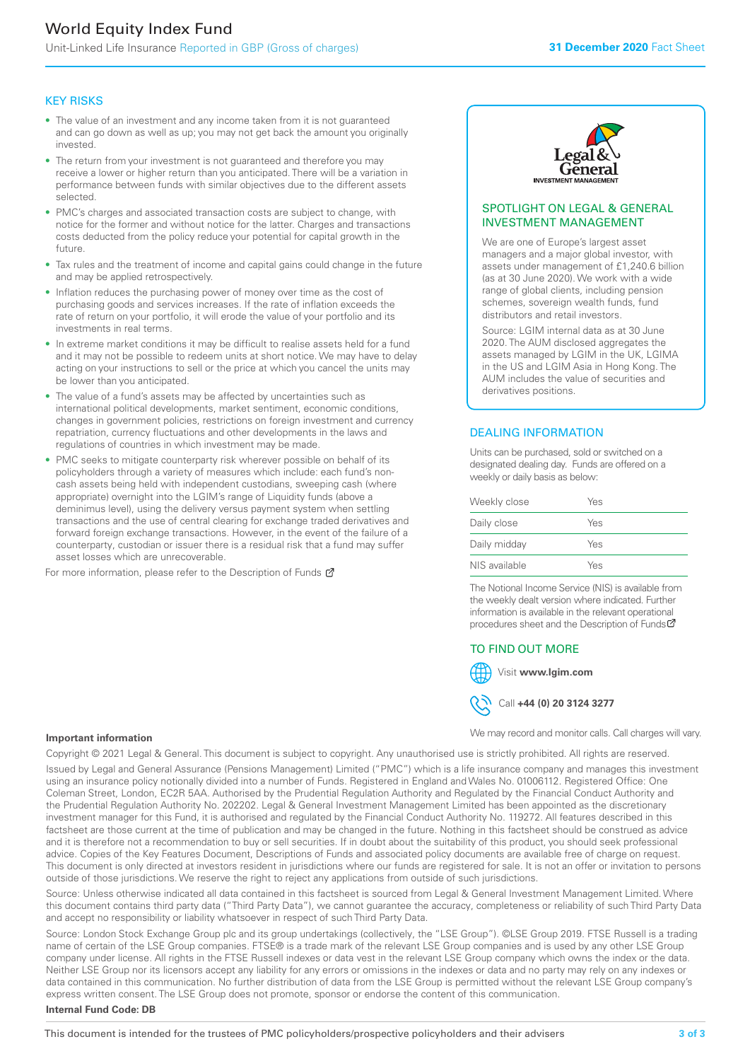# World Equity Index Fund

Unit-Linked Life Insurance Reported in GBP (Gross of charges)

**31 December 2020** Fact Sheet

## KEY RISKS

- The value of an investment and any income taken from it is not guaranteed and can go down as well as up; you may not get back the amount you originally invested.
- The return from your investment is not guaranteed and therefore you may receive a lower or higher return than you anticipated. There will be a variation in performance between funds with similar objectives due to the different assets selected.
- PMC's charges and associated transaction costs are subject to change, with notice for the former and without notice for the latter. Charges and transactions costs deducted from the policy reduce your potential for capital growth in the future.
- Tax rules and the treatment of income and capital gains could change in the future and may be applied retrospectively.
- Inflation reduces the purchasing power of money over time as the cost of purchasing goods and services increases. If the rate of inflation exceeds the rate of return on your portfolio, it will erode the value of your portfolio and its investments in real terms.
- In extreme market conditions it may be difficult to realise assets held for a fund and it may not be possible to redeem units at short notice. We may have to delay acting on your instructions to sell or the price at which you cancel the units may be lower than you anticipated.
- The value of a fund's assets may be affected by uncertainties such as international political developments, market sentiment, economic conditions, changes in government policies, restrictions on foreign investment and currency repatriation, currency fluctuations and other developments in the laws and regulations of countries in which investment may be made.
- PMC seeks to mitigate counterparty risk wherever possible on behalf of its policyholders through a variety of measures which include: each fund's non-cash assets being held with independent custodians, sweeping cash (where appropriate) overnight into the LGIM's range of Liquidity funds (above a deminimus level), using the delivery versus payment system when settling transactions and the use of central clearing for exchange traded derivatives and forward foreign exchange transactions. However, in the event of the failure of a counterparty, custodian or issuer there is a residual risk that a fund may suffer asset losses which are unrecoverable.

For more information, please refer to the Description of Funds

## SPOTLIGHT ON LEGAL & GENERAL INVESTMENT MANAGEMENT

We are one of Europe's largest asset managers and a major global investor, with assets under management of £1,240.6 billion (as at 30 June 2020). We work with a wide range of global clients, including pension schemes, sovereign wealth funds, fund distributors and retail investors.

Source: LGIM internal data as at 30 June 2020. The AUM disclosed aggregates the assets managed by LGIM in the UK, LGIMA in the US and LGIM Asia in Hong Kong. The AUM includes the value of securities and derivatives positions.

## DEALING INFORMATION

Units can be purchased, sold or switched on a designated dealing day. Funds are offered on a weekly or daily basis as below:

| | |
|---|---|
| Weekly close | Yes |
| Daily close | Yes |
| Daily midday | Yes |
| NIS available | Yes |

The Notional Income Service (NIS) is available from the weekly dealt version where indicated. Further information is available in the relevant operational procedures sheet and the Description of Funds

## TO FIND OUT MORE

Visit **www.lgim.com**

Call **+44 (0) 20 3124 3277**

We may record and monitor calls. Call charges will vary.

**Important information**

Copyright © 2021 Legal & General. This document is subject to copyright. Any unauthorised use is strictly prohibited. All rights are reserved.

Issued by Legal and General Assurance (Pensions Management) Limited ("PMC") which is a life insurance company and manages this investment using an insurance policy notionally divided into a number of Funds. Registered in England and Wales No. 01006112. Registered Office: One Coleman Street, London, EC2R 5AA. Authorised by the Prudential Regulation Authority and Regulated by the Financial Conduct Authority and the Prudential Regulation Authority No. 202202. Legal & General Investment Management Limited has been appointed as the discretionary investment manager for this Fund, it is authorised and regulated by the Financial Conduct Authority No. 119272. All features described in this factsheet are those current at the time of publication and may be changed in the future. Nothing in this factsheet should be construed as advice and it is therefore not a recommendation to buy or sell securities. If in doubt about the suitability of this product, you should seek professional advice. Copies of the Key Features Document, Descriptions of Funds and associated policy documents are available free of charge on request. This document is only directed at investors resident in jurisdictions where our funds are registered for sale. It is not an offer or invitation to persons outside of those jurisdictions. We reserve the right to reject any applications from outside of such jurisdictions.

Source: Unless otherwise indicated all data contained in this factsheet is sourced from Legal & General Investment Management Limited. Where this document contains third party data ("Third Party Data"), we cannot guarantee the accuracy, completeness or reliability of such Third Party Data and accept no responsibility or liability whatsoever in respect of such Third Party Data.

Source: London Stock Exchange Group plc and its group undertakings (collectively, the "LSE Group"). ©LSE Group 2019. FTSE Russell is a trading name of certain of the LSE Group companies. FTSE® is a trade mark of the relevant LSE Group companies and is used by any other LSE Group company under license. All rights in the FTSE Russell indexes or data vest in the relevant LSE Group company which owns the index or the data. Neither LSE Group nor its licensors accept any liability for any errors or omissions in the indexes or data and no party may rely on any indexes or data contained in this communication. No further distribution of data from the LSE Group is permitted without the relevant LSE Group company's express written consent. The LSE Group does not promote, sponsor or endorse the content of this communication.

**Internal Fund Code: DB**

This document is intended for the trustees of PMC policyholders/prospective policyholders and their advisers